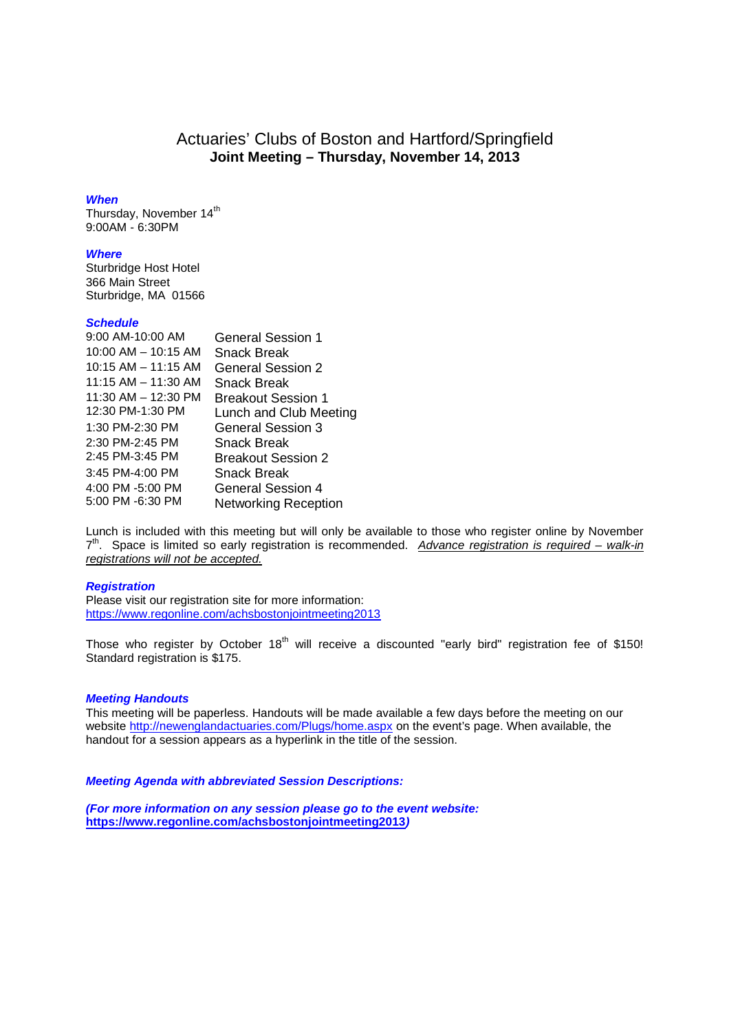# Actuaries' Clubs of Boston and Hartford/Springfield

## Joint Meeting – Thursday, November 14, 2013

***When***

Thursday, November 14th
9:00AM - 6:30PM

***Where***

Sturbridge Host Hotel
366 Main Street
Sturbridge, MA 01566

***Schedule***

| | |
|---|---|
| 9:00 AM-10:00 AM | General Session 1 |
| 10:00 AM – 10:15 AM | Snack Break |
| 10:15 AM – 11:15 AM | General Session 2 |
| 11:15 AM – 11:30 AM | Snack Break |
| 11:30 AM – 12:30 PM | Breakout Session 1 |
| 12:30 PM-1:30 PM | Lunch and Club Meeting |
| 1:30 PM-2:30 PM | General Session 3 |
| 2:30 PM-2:45 PM | Snack Break |
| 2:45 PM-3:45 PM | Breakout Session 2 |
| 3:45 PM-4:00 PM | Snack Break |
| 4:00 PM -5:00 PM | General Session 4 |
| 5:00 PM -6:30 PM | Networking Reception |

Lunch is included with this meeting but will only be available to those who register online by November 7th. Space is limited so early registration is recommended. *Advance registration is required – walk-in registrations will not be accepted.*

***Registration***

Please visit our registration site for more information:
https://www.regonline.com/achsbostonjointmeeting2013

Those who register by October 18th will receive a discounted "early bird" registration fee of $150! Standard registration is $175.

***Meeting Handouts***

This meeting will be paperless. Handouts will be made available a few days before the meeting on our website http://newenglandactuaries.com/Plugs/home.aspx on the event's page. When available, the handout for a session appears as a hyperlink in the title of the session.

***Meeting Agenda with abbreviated Session Descriptions:***

***(For more information on any session please go to the event website: https://www.regonline.com/achsbostonjointmeeting2013)***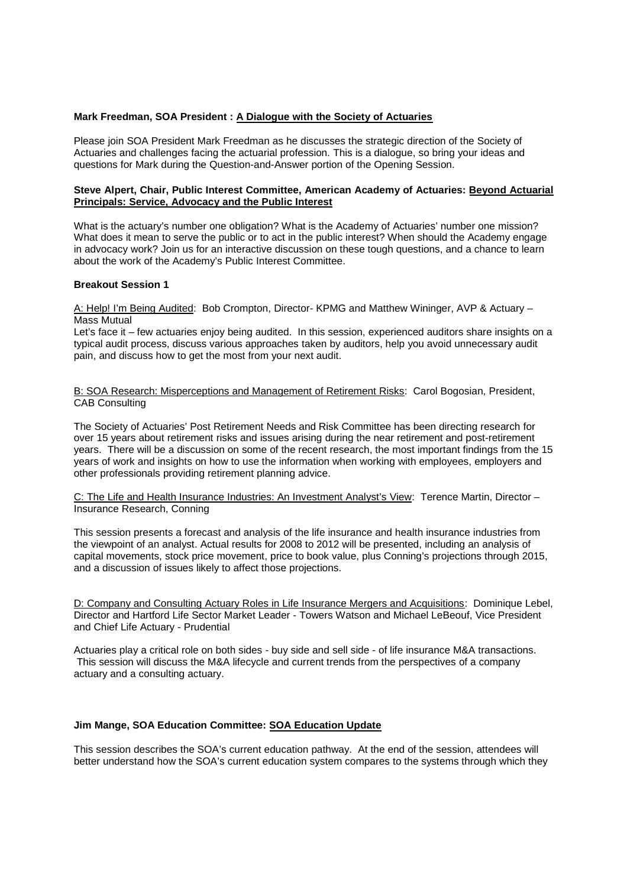**Mark Freedman, SOA President : A Dialogue with the Society of Actuaries**

Please join SOA President Mark Freedman as he discusses the strategic direction of the Society of Actuaries and challenges facing the actuarial profession. This is a dialogue, so bring your ideas and questions for Mark during the Question-and-Answer portion of the Opening Session.

**Steve Alpert, Chair, Public Interest Committee, American Academy of Actuaries: Beyond Actuarial Principals: Service, Advocacy and the Public Interest**

What is the actuary's number one obligation? What is the Academy of Actuaries' number one mission? What does it mean to serve the public or to act in the public interest? When should the Academy engage in advocacy work? Join us for an interactive discussion on these tough questions, and a chance to learn about the work of the Academy's Public Interest Committee.

**Breakout Session 1**

A: Help! I'm Being Audited: Bob Crompton, Director- KPMG and Matthew Wininger, AVP & Actuary – Mass Mutual

Let's face it – few actuaries enjoy being audited. In this session, experienced auditors share insights on a typical audit process, discuss various approaches taken by auditors, help you avoid unnecessary audit pain, and discuss how to get the most from your next audit.

B: SOA Research: Misperceptions and Management of Retirement Risks: Carol Bogosian, President, CAB Consulting

The Society of Actuaries' Post Retirement Needs and Risk Committee has been directing research for over 15 years about retirement risks and issues arising during the near retirement and post-retirement years. There will be a discussion on some of the recent research, the most important findings from the 15 years of work and insights on how to use the information when working with employees, employers and other professionals providing retirement planning advice.

C: The Life and Health Insurance Industries: An Investment Analyst's View: Terence Martin, Director – Insurance Research, Conning

This session presents a forecast and analysis of the life insurance and health insurance industries from the viewpoint of an analyst. Actual results for 2008 to 2012 will be presented, including an analysis of capital movements, stock price movement, price to book value, plus Conning's projections through 2015, and a discussion of issues likely to affect those projections.

D: Company and Consulting Actuary Roles in Life Insurance Mergers and Acquisitions: Dominique Lebel, Director and Hartford Life Sector Market Leader - Towers Watson and Michael LeBeouf, Vice President and Chief Life Actuary - Prudential

Actuaries play a critical role on both sides - buy side and sell side - of life insurance M&A transactions. This session will discuss the M&A lifecycle and current trends from the perspectives of a company actuary and a consulting actuary.

**Jim Mange, SOA Education Committee: SOA Education Update**

This session describes the SOA's current education pathway. At the end of the session, attendees will better understand how the SOA's current education system compares to the systems through which they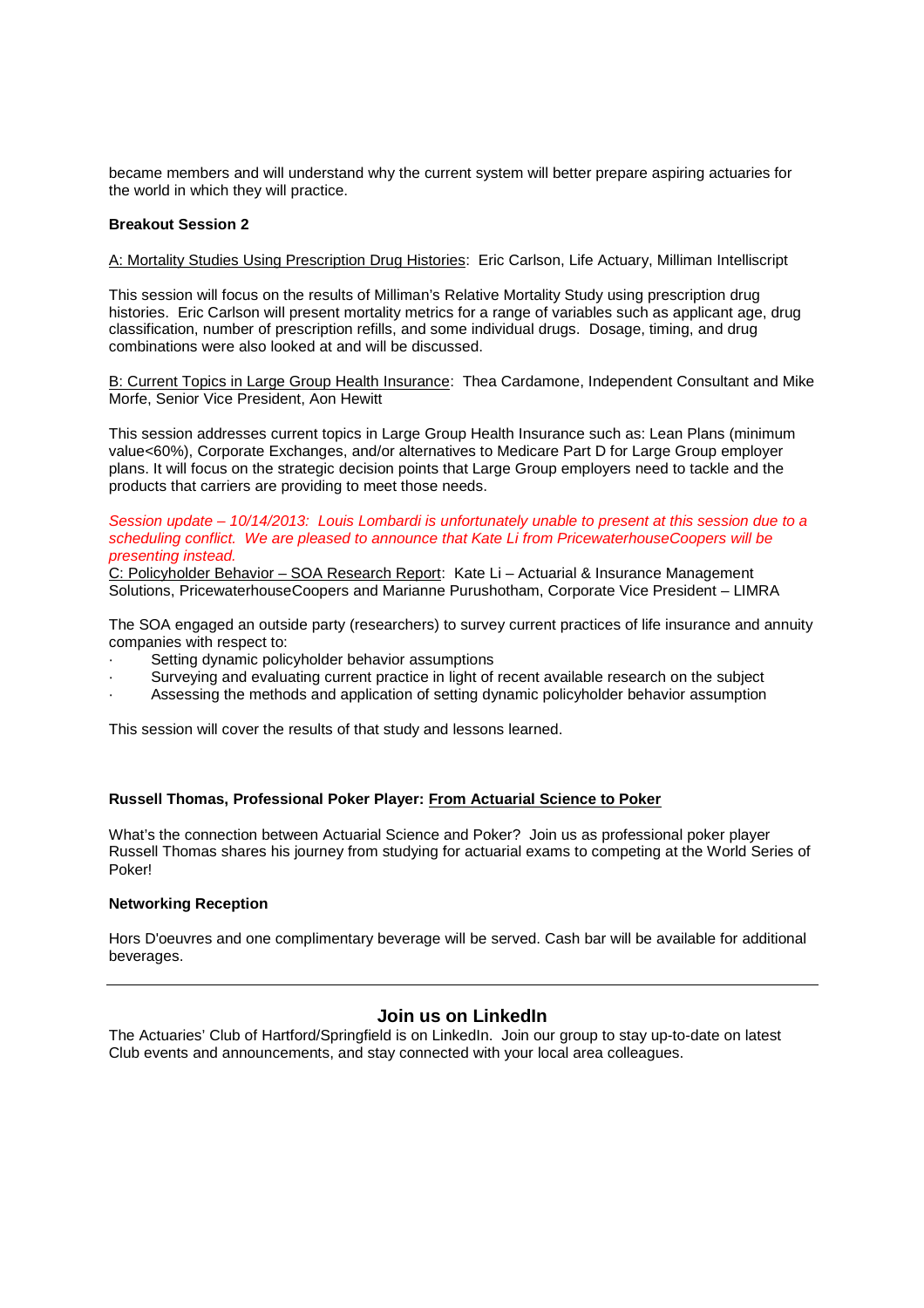became members and will understand why the current system will better prepare aspiring actuaries for the world in which they will practice.

**Breakout Session 2**

A: Mortality Studies Using Prescription Drug Histories: Eric Carlson, Life Actuary, Milliman Intelliscript

This session will focus on the results of Milliman's Relative Mortality Study using prescription drug histories. Eric Carlson will present mortality metrics for a range of variables such as applicant age, drug classification, number of prescription refills, and some individual drugs. Dosage, timing, and drug combinations were also looked at and will be discussed.

B: Current Topics in Large Group Health Insurance: Thea Cardamone, Independent Consultant and Mike Morfe, Senior Vice President, Aon Hewitt

This session addresses current topics in Large Group Health Insurance such as: Lean Plans (minimum value<60%), Corporate Exchanges, and/or alternatives to Medicare Part D for Large Group employer plans. It will focus on the strategic decision points that Large Group employers need to tackle and the products that carriers are providing to meet those needs.

*Session update – 10/14/2013: Louis Lombardi is unfortunately unable to present at this session due to a scheduling conflict. We are pleased to announce that Kate Li from PricewaterhouseCoopers will be presenting instead.*

C: Policyholder Behavior – SOA Research Report: Kate Li – Actuarial & Insurance Management Solutions, PricewaterhouseCoopers and Marianne Purushotham, Corporate Vice President – LIMRA

The SOA engaged an outside party (researchers) to survey current practices of life insurance and annuity companies with respect to:

- Setting dynamic policyholder behavior assumptions
- Surveying and evaluating current practice in light of recent available research on the subject
- Assessing the methods and application of setting dynamic policyholder behavior assumption

This session will cover the results of that study and lessons learned.

**Russell Thomas, Professional Poker Player: From Actuarial Science to Poker**

What's the connection between Actuarial Science and Poker? Join us as professional poker player Russell Thomas shares his journey from studying for actuarial exams to competing at the World Series of Poker!

**Networking Reception**

Hors D'oeuvres and one complimentary beverage will be served. Cash bar will be available for additional beverages.

---

## Join us on LinkedIn

The Actuaries' Club of Hartford/Springfield is on LinkedIn. Join our group to stay up-to-date on latest Club events and announcements, and stay connected with your local area colleagues.